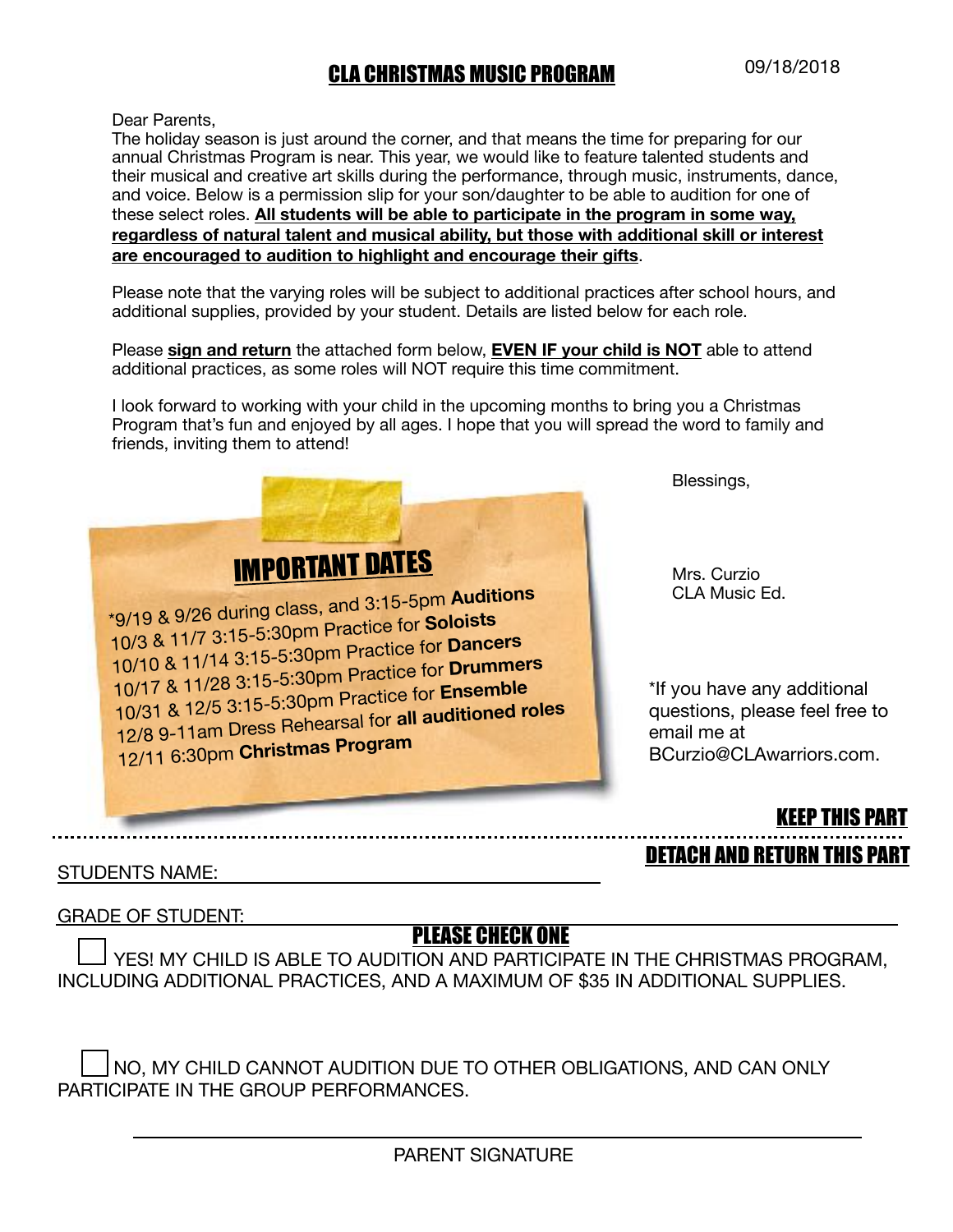# CLA CHRISTMAS MUSIC PROGRAM

09/18/2018

Dear Parents,

The holiday season is just around the corner, and that means the time for preparing for our annual Christmas Program is near. This year, we would like to feature talented students and their musical and creative art skills during the performance, through music, instruments, dance, and voice. Below is a permission slip for your son/daughter to be able to audition for one of these select roles. **All students will be able to participate in the program in some way, regardless of natural talent and musical ability, but those with additional skill or interest are encouraged to audition to highlight and encourage their gifts**.

Please note that the varying roles will be subject to additional practices after school hours, and additional supplies, provided by your student. Details are listed below for each role.

Please **sign and return** the attached form below, **EVEN IF your child is NOT** able to attend additional practices, as some roles will NOT require this time commitment.

I look forward to working with your child in the upcoming months to bring you a Christmas Program that's fun and enjoyed by all ages. I hope that you will spread the word to family and friends, inviting them to attend!

Blessings,

Mrs. Curzio
CLA Music Ed.

## IMPORTANT DATES

*9/19 & 9/26 during class, and 3:15-5pm **Auditions**
10/3 & 11/7 3:15-5:30pm Practice for **Soloists**
10/10 & 11/14 3:15-5:30pm Practice for **Dancers**
10/17 & 11/28 3:15-5:30pm Practice for **Drummers**
10/31 & 12/5 3:15-5:30pm Practice for **Ensemble**
12/8 9-11am Dress Rehearsal for **all auditioned roles**
12/11 6:30pm **Christmas Program**

*If you have any additional questions, please feel free to email me at BCurzio@CLAwarriors.com.

**KEEP THIS PART**

---

**DETACH AND RETURN THIS PART**

STUDENTS NAME: ______________________________

GRADE OF STUDENT: ______________________________

**PLEASE CHECK ONE**

☐ YES! MY CHILD IS ABLE TO AUDITION AND PARTICIPATE IN THE CHRISTMAS PROGRAM, INCLUDING ADDITIONAL PRACTICES, AND A MAXIMUM OF $35 IN ADDITIONAL SUPPLIES.

☐ NO, MY CHILD CANNOT AUDITION DUE TO OTHER OBLIGATIONS, AND CAN ONLY PARTICIPATE IN THE GROUP PERFORMANCES.

______________________________
PARENT SIGNATURE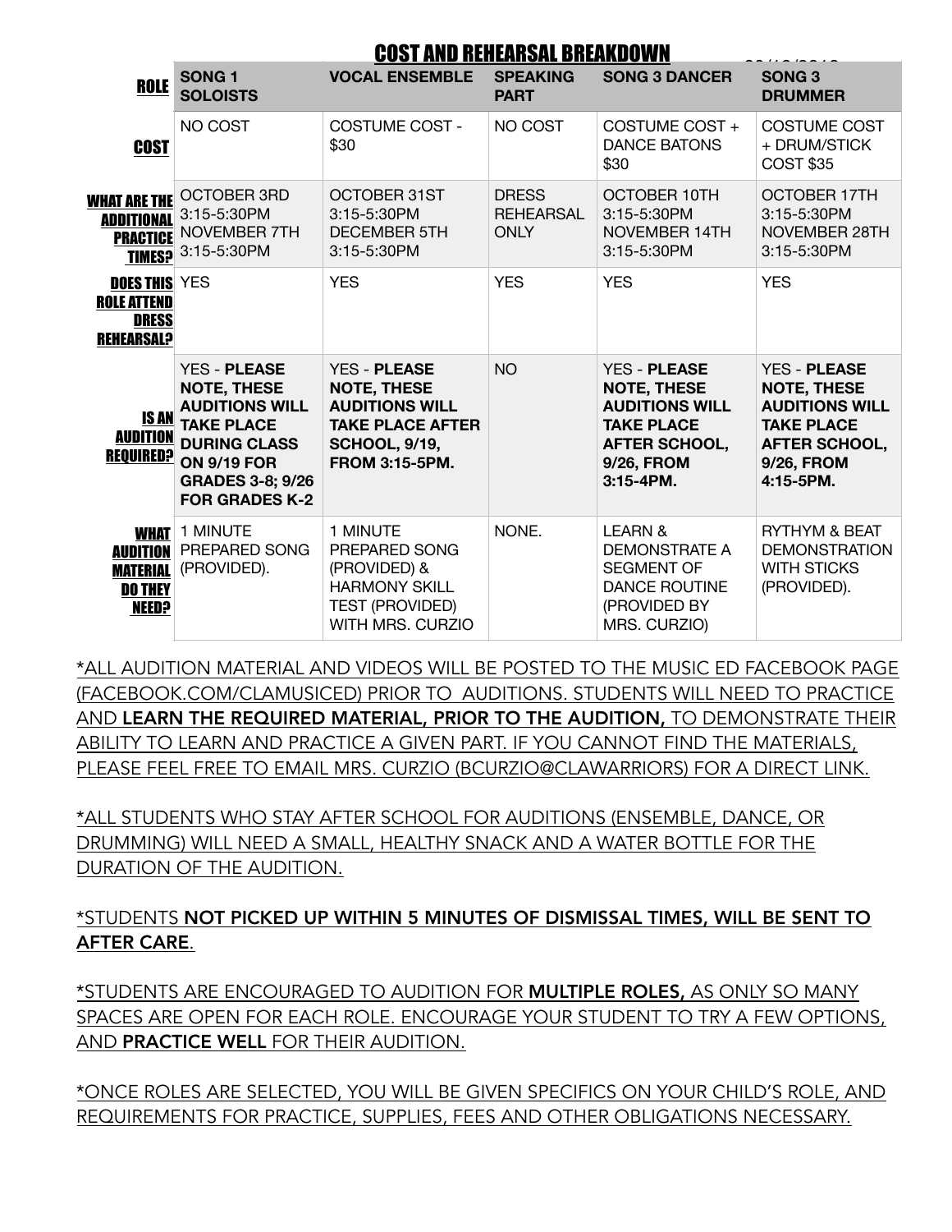## COST AND REHEARSAL BREAKDOWN

| ROLE | SONG 1 SOLOISTS | VOCAL ENSEMBLE | SPEAKING PART | SONG 3 DANCER | SONG 3 DRUMMER |
|---|---|---|---|---|---|
| COST | NO COST | COSTUME COST - $30 | NO COST | COSTUME COST + DANCE BATONS $30 | COSTUME COST + DRUM/STICK COST $35 |
| WHAT ARE THE ADDITIONAL PRACTICE TIMES? | OCTOBER 3RD 3:15-5:30PM NOVEMBER 7TH 3:15-5:30PM | OCTOBER 31ST 3:15-5:30PM DECEMBER 5TH 3:15-5:30PM | DRESS REHEARSAL ONLY | OCTOBER 10TH 3:15-5:30PM NOVEMBER 14TH 3:15-5:30PM | OCTOBER 17TH 3:15-5:30PM NOVEMBER 28TH 3:15-5:30PM |
| DOES THIS ROLE ATTEND DRESS REHEARSAL? | YES | YES | YES | YES | YES |
| IS AN AUDITION REQUIRED? | YES - **PLEASE NOTE, THESE AUDITIONS WILL TAKE PLACE DURING CLASS ON 9/19 FOR GRADES 3-8; 9/26 FOR GRADES K-2** | YES - **PLEASE NOTE, THESE AUDITIONS WILL TAKE PLACE AFTER SCHOOL, 9/19, FROM 3:15-5PM.** | NO | YES - **PLEASE NOTE, THESE AUDITIONS WILL TAKE PLACE AFTER SCHOOL, 9/26, FROM 3:15-4PM.** | YES - **PLEASE NOTE, THESE AUDITIONS WILL TAKE PLACE AFTER SCHOOL, 9/26, FROM 4:15-5PM.** |
| WHAT AUDITION MATERIAL DO THEY NEED? | 1 MINUTE PREPARED SONG (PROVIDED). | 1 MINUTE PREPARED SONG (PROVIDED) & HARMONY SKILL TEST (PROVIDED) WITH MRS. CURZIO | NONE. | LEARN & DEMONSTRATE A SEGMENT OF DANCE ROUTINE (PROVIDED BY MRS. CURZIO) | RYTHYM & BEAT DEMONSTRATION WITH STICKS (PROVIDED). |

*ALL AUDITION MATERIAL AND VIDEOS WILL BE POSTED TO THE MUSIC ED FACEBOOK PAGE (FACEBOOK.COM/CLAMUSICED) PRIOR TO AUDITIONS. STUDENTS WILL NEED TO PRACTICE AND **LEARN THE REQUIRED MATERIAL, PRIOR TO THE AUDITION,** TO DEMONSTRATE THEIR ABILITY TO LEARN AND PRACTICE A GIVEN PART. IF YOU CANNOT FIND THE MATERIALS, PLEASE FEEL FREE TO EMAIL MRS. CURZIO (BCURZIO@CLAWARRIORS) FOR A DIRECT LINK.

*ALL STUDENTS WHO STAY AFTER SCHOOL FOR AUDITIONS (ENSEMBLE, DANCE, OR DRUMMING) WILL NEED A SMALL, HEALTHY SNACK AND A WATER BOTTLE FOR THE DURATION OF THE AUDITION.

*STUDENTS **NOT PICKED UP WITHIN 5 MINUTES OF DISMISSAL TIMES, WILL BE SENT TO AFTER CARE**.

*STUDENTS ARE ENCOURAGED TO AUDITION FOR **MULTIPLE ROLES,** AS ONLY SO MANY SPACES ARE OPEN FOR EACH ROLE. ENCOURAGE YOUR STUDENT TO TRY A FEW OPTIONS, AND **PRACTICE WELL** FOR THEIR AUDITION.

*ONCE ROLES ARE SELECTED, YOU WILL BE GIVEN SPECIFICS ON YOUR CHILD'S ROLE, AND REQUIREMENTS FOR PRACTICE, SUPPLIES, FEES AND OTHER OBLIGATIONS NECESSARY.